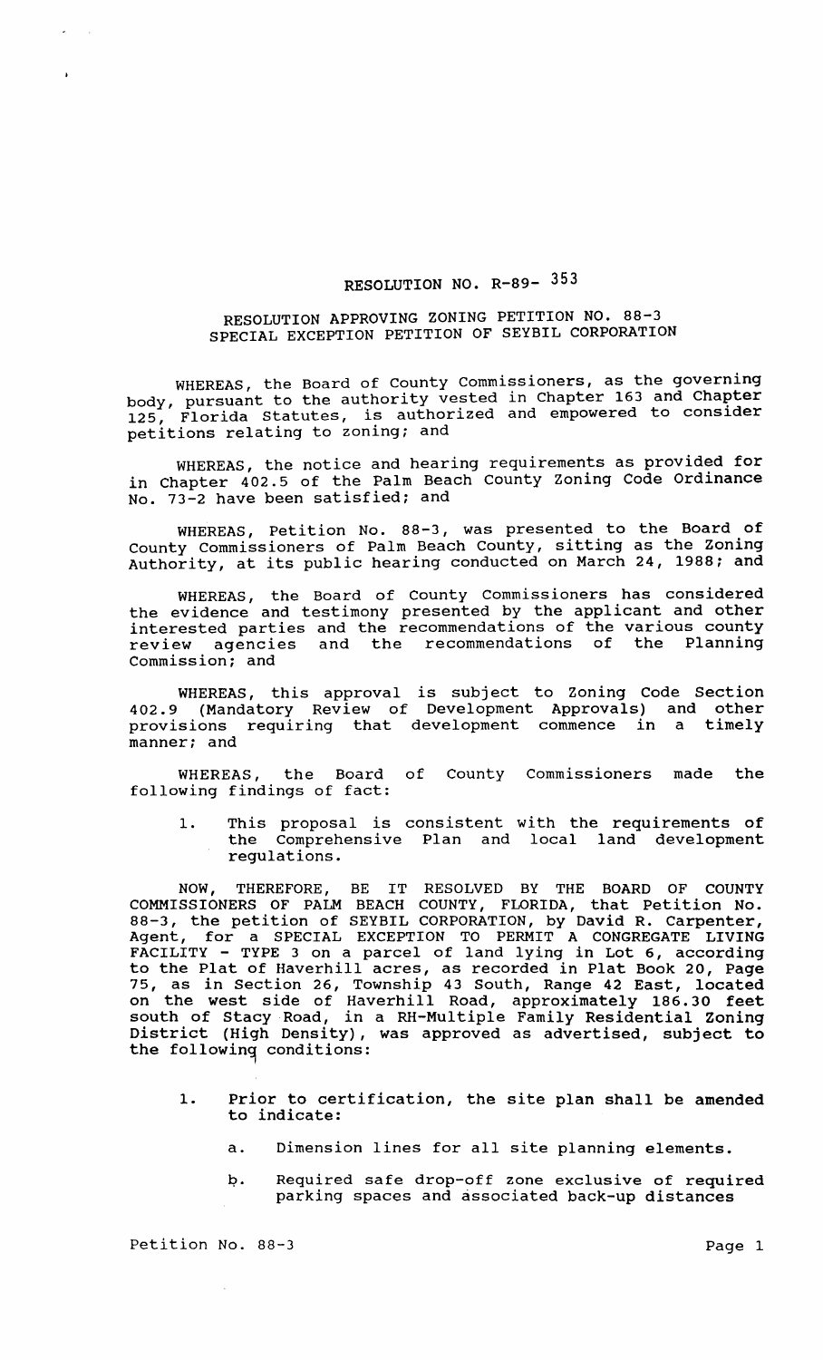# RESOLUTION NO. R-89- 353

## RESOLUTION APPROVING ZONING PETITION NO. 88-3 SPECIAL EXCEPTION PETITION OF SEYBIL CORPORATION

WHEREAS, the Board of County Commissioners, as the governing body, pursuant to the authority vested in Chapter 163 and Chapter 125, Florida Statutes, is authorized and empowered to consider petitions relating to zoning; and

WHEREAS, the notice and hearing requirements as provided for in Chapter 402.5 of the Palm Beach County Zoning Code Ordinance No. 73-2 have been satisfied; and

WHEREAS, Petition No. 88-3, was presented to the Board of County Commissioners of Palm Beach County, sitting as the Zoning Authority, at its public hearing conducted on March 24, 1988; and

WHEREAS, the Board of County Commissioners has considered the evidence and testimony presented by the applicant and other interested parties and the recommendations of the various county review agencies and the recommendations of the Planning Commission; and

WHEREAS, this approval is subject to Zoning Code Section 402.9 (Mandatory Review of Development Approvals) and other provisions requiring that development commence in a timely manner; and

WHEREAS, the Board of County Commissioners made the following findings of fact:

1. This proposal is consistent with the requirements of the Comprehensive Plan and local land development regulations.

NOW, THEREFORE, BE IT RESOLVED BY THE BOARD OF COUNTY COMMISSIONERS OF PALM BEACH COUNTY, FLORIDA, that Petition No. 88-3, the petition of SEYBIL CORPORATION, by David R. Carpenter, Agent, for a SPECIAL EXCEPTION TO PERMIT A CONGREGATE LIVING FACILITY - TYPE 3 on a parcel of land lying in Lot 6, according to the Plat of Haverhill acres, as recorded in Plat Book 20, Page 75, as in Section 26, Township 43 South, Range 42 East, located on the west side of Haverhill Road, approximately 186.30 feet south of Stacy Road, in a RH-Multiple Family Residential Zoning District (High Density), was approved as advertised, subject to the following conditions:

1. Prior to certification, the site plan shall be amended to indicate:

   a. Dimension lines for all site planning elements.

   b. Required safe drop-off zone exclusive of required parking spaces and associated back-up distances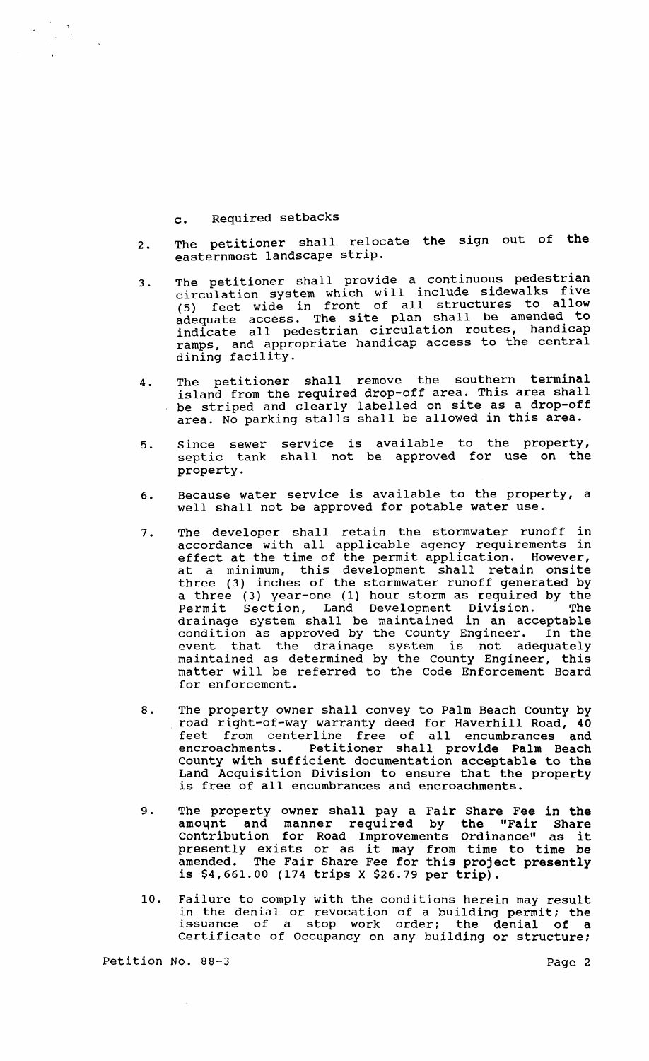c. Required setbacks

2. The petitioner shall relocate the sign out of the easternmost landscape strip.

3. The petitioner shall provide a continuous pedestrian circulation system which will include sidewalks five (5) feet wide in front of all structures to allow adequate access. The site plan shall be amended to indicate all pedestrian circulation routes, handicap ramps, and appropriate handicap access to the central dining facility.

4. The petitioner shall remove the southern terminal island from the required drop-off area. This area shall be striped and clearly labelled on site as a drop-off area. No parking stalls shall be allowed in this area.

5. Since sewer service is available to the property, septic tank shall not be approved for use on the property.

6. Because water service is available to the property, a well shall not be approved for potable water use.

7. The developer shall retain the stormwater runoff in accordance with all applicable agency requirements in effect at the time of the permit application. However, at a minimum, this development shall retain onsite three (3) inches of the stormwater runoff generated by a three (3) year-one (1) hour storm as required by the Permit Section, Land Development Division. The drainage system shall be maintained in an acceptable condition as approved by the County Engineer. In the event that the drainage system is not adequately maintained as determined by the County Engineer, this matter will be referred to the Code Enforcement Board for enforcement.

8. The property owner shall convey to Palm Beach County by road right-of-way warranty deed for Haverhill Road, 40 feet from centerline free of all encumbrances and encroachments. Petitioner shall provide Palm Beach County with sufficient documentation acceptable to the Land Acquisition Division to ensure that the property is free of all encumbrances and encroachments.

9. The property owner shall pay a Fair Share Fee in the amount and manner required by the "Fair Share Contribution for Road Improvements Ordinance" as it presently exists or as it may from time to time be amended. The Fair Share Fee for this project presently is $4,661.00 (174 trips X $26.79 per trip).

10. Failure to comply with the conditions herein may result in the denial or revocation of a building permit; the issuance of a stop work order; the denial of a Certificate of Occupancy on any building or structure;

Petition No. 88-3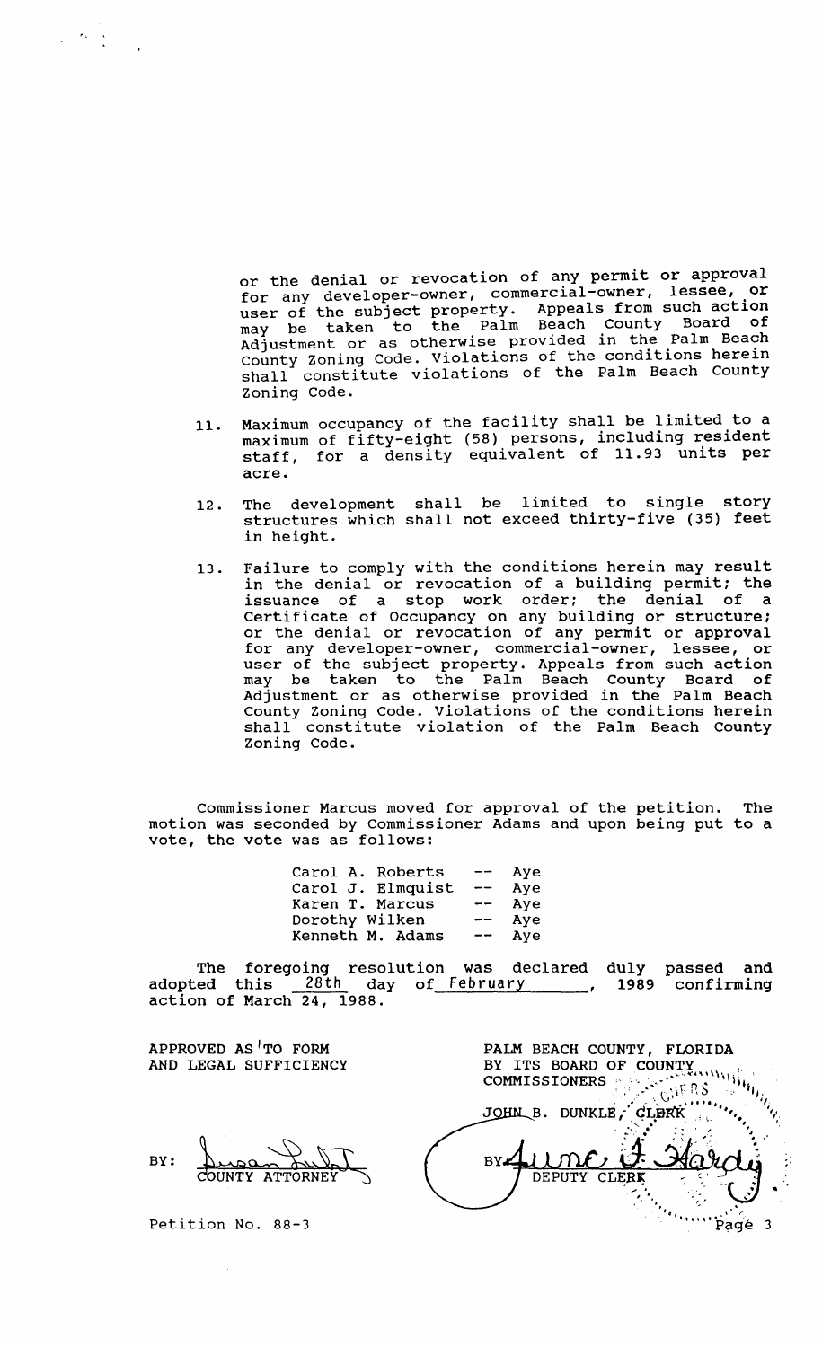or the denial or revocation of any permit or approval for any developer-owner, commercial-owner, lessee, or user of the subject property. Appeals from such action may be taken to the Palm Beach County Board of Adjustment or as otherwise provided in the Palm Beach County Zoning Code. Violations of the conditions herein shall constitute violations of the Palm Beach County Zoning Code.

11. Maximum occupancy of the facility shall be limited to a maximum of fifty-eight (58) persons, including resident staff, for a density equivalent of 11.93 units per acre.

12. The development shall be limited to single story structures which shall not exceed thirty-five (35) feet in height.

13. Failure to comply with the conditions herein may result in the denial or revocation of a building permit; the issuance of a stop work order; the denial of a Certificate of Occupancy on any building or structure; or the denial or revocation of any permit or approval for any developer-owner, commercial-owner, lessee, or user of the subject property. Appeals from such action may be taken to the Palm Beach County Board of Adjustment or as otherwise provided in the Palm Beach County Zoning Code. Violations of the conditions herein shall constitute violation of the Palm Beach County Zoning Code.

Commissioner Marcus moved for approval of the petition. The motion was seconded by Commissioner Adams and upon being put to a vote, the vote was as follows:

| | | |
|---|---|---|
| Carol A. Roberts | -- | Aye |
| Carol J. Elmquist | -- | Aye |
| Karen T. Marcus | -- | Aye |
| Dorothy Wilken | -- | Aye |
| Kenneth M. Adams | -- | Aye |

The foregoing resolution was declared duly passed and adopted this 28th day of February, 1989 confirming action of March 24, 1988.

APPROVED AS TO FORM AND LEGAL SUFFICIENCY

BY: COUNTY ATTORNEY

PALM BEACH COUNTY, FLORIDA
BY ITS BOARD OF COUNTY COMMISSIONERS

JOHN B. DUNKLE, CLERK

BY: DEPUTY CLERK

Petition No. 88-3